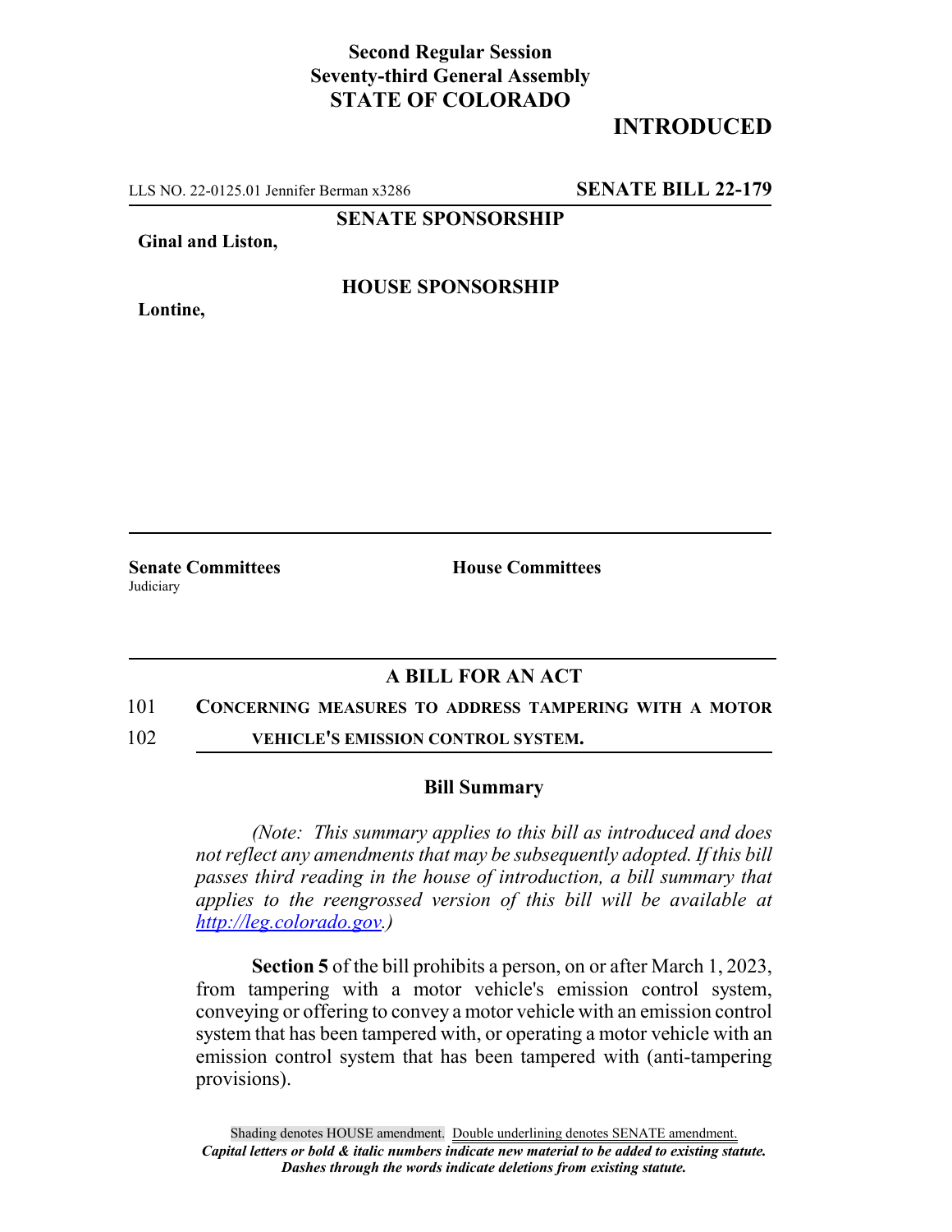**Second Regular Session**
**Seventy-third General Assembly**
**STATE OF COLORADO**

# INTRODUCED

LLS NO. 22-0125.01 Jennifer Berman x3286 **SENATE BILL 22-179**

**SENATE SPONSORSHIP**

**Ginal and Liston,**

**HOUSE SPONSORSHIP**

**Lontine,**

**Senate Committees**
Judiciary

**House Committees**

## A BILL FOR AN ACT

101 **CONCERNING MEASURES TO ADDRESS TAMPERING WITH A MOTOR**
102 **VEHICLE'S EMISSION CONTROL SYSTEM.**

### Bill Summary

*(Note: This summary applies to this bill as introduced and does not reflect any amendments that may be subsequently adopted. If this bill passes third reading in the house of introduction, a bill summary that applies to the reengrossed version of this bill will be available at http://leg.colorado.gov.)*

**Section 5** of the bill prohibits a person, on or after March 1, 2023, from tampering with a motor vehicle's emission control system, conveying or offering to convey a motor vehicle with an emission control system that has been tampered with, or operating a motor vehicle with an emission control system that has been tampered with (anti-tampering provisions).

Shading denotes HOUSE amendment. Double underlining denotes SENATE amendment.
*Capital letters or bold & italic numbers indicate new material to be added to existing statute.*
*Dashes through the words indicate deletions from existing statute.*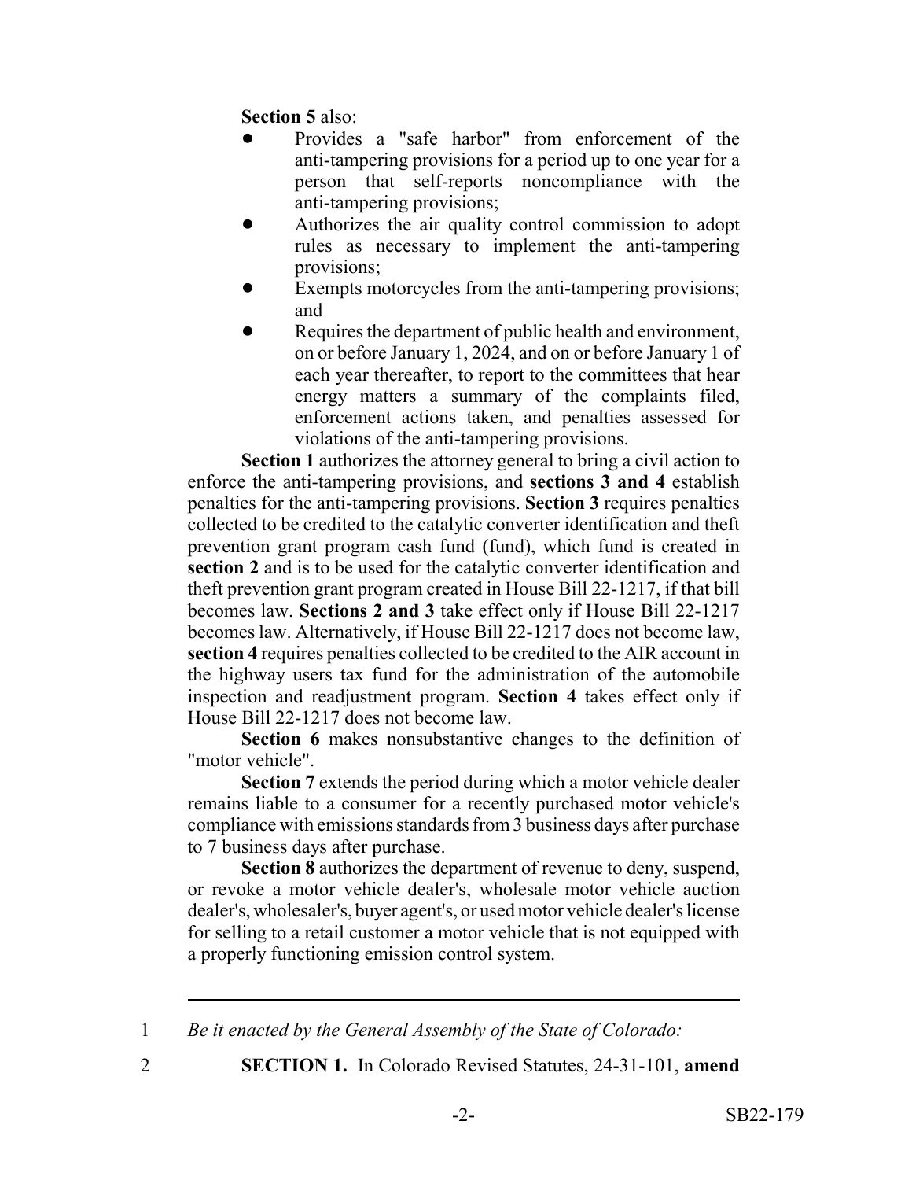**Section 5** also:

- Provides a "safe harbor" from enforcement of the anti-tampering provisions for a period up to one year for a person that self-reports noncompliance with the anti-tampering provisions;
- Authorizes the air quality control commission to adopt rules as necessary to implement the anti-tampering provisions;
- Exempts motorcycles from the anti-tampering provisions; and
- Requires the department of public health and environment, on or before January 1, 2024, and on or before January 1 of each year thereafter, to report to the committees that hear energy matters a summary of the complaints filed, enforcement actions taken, and penalties assessed for violations of the anti-tampering provisions.

**Section 1** authorizes the attorney general to bring a civil action to enforce the anti-tampering provisions, and **sections 3 and 4** establish penalties for the anti-tampering provisions. **Section 3** requires penalties collected to be credited to the catalytic converter identification and theft prevention grant program cash fund (fund), which fund is created in **section 2** and is to be used for the catalytic converter identification and theft prevention grant program created in House Bill 22-1217, if that bill becomes law. **Sections 2 and 3** take effect only if House Bill 22-1217 becomes law. Alternatively, if House Bill 22-1217 does not become law, **section 4** requires penalties collected to be credited to the AIR account in the highway users tax fund for the administration of the automobile inspection and readjustment program. **Section 4** takes effect only if House Bill 22-1217 does not become law.

**Section 6** makes nonsubstantive changes to the definition of "motor vehicle".

**Section 7** extends the period during which a motor vehicle dealer remains liable to a consumer for a recently purchased motor vehicle's compliance with emissions standards from 3 business days after purchase to 7 business days after purchase.

**Section 8** authorizes the department of revenue to deny, suspend, or revoke a motor vehicle dealer's, wholesale motor vehicle auction dealer's, wholesaler's, buyer agent's, or used motor vehicle dealer's license for selling to a retail customer a motor vehicle that is not equipped with a properly functioning emission control system.

---

1 *Be it enacted by the General Assembly of the State of Colorado:*

2 **SECTION 1.** In Colorado Revised Statutes, 24-31-101, **amend**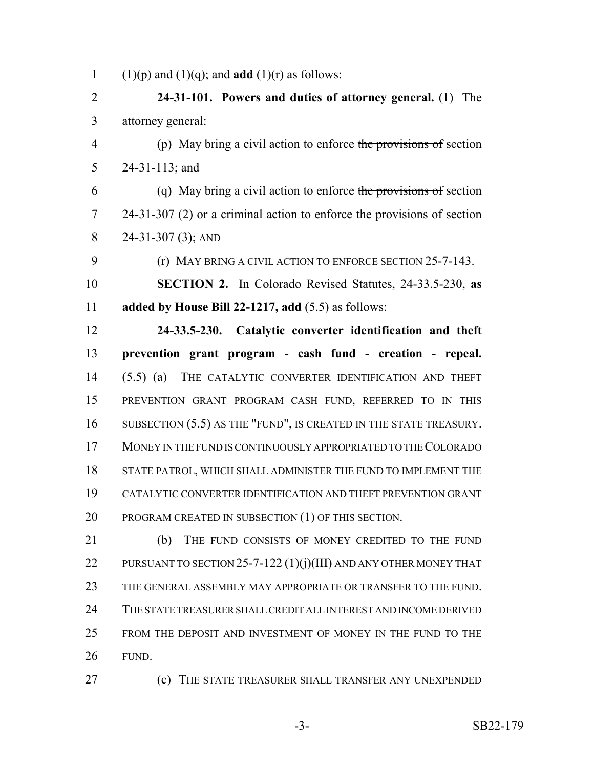(1)(p) and (1)(q); and **add** (1)(r) as follows:

**24-31-101. Powers and duties of attorney general.** (1) The attorney general:

(p) May bring a civil action to enforce ~~the provisions of~~ section 24-31-113; ~~and~~

(q) May bring a civil action to enforce ~~the provisions of~~ section 24-31-307 (2) or a criminal action to enforce ~~the provisions of~~ section 24-31-307 (3); AND

(r) MAY BRING A CIVIL ACTION TO ENFORCE SECTION 25-7-143.

**SECTION 2.** In Colorado Revised Statutes, 24-33.5-230, **as added by House Bill 22-1217, add** (5.5) as follows:

**24-33.5-230. Catalytic converter identification and theft prevention grant program - cash fund - creation - repeal.** (5.5) (a) THE CATALYTIC CONVERTER IDENTIFICATION AND THEFT PREVENTION GRANT PROGRAM CASH FUND, REFERRED TO IN THIS SUBSECTION (5.5) AS THE "FUND", IS CREATED IN THE STATE TREASURY. MONEY IN THE FUND IS CONTINUOUSLY APPROPRIATED TO THE COLORADO STATE PATROL, WHICH SHALL ADMINISTER THE FUND TO IMPLEMENT THE CATALYTIC CONVERTER IDENTIFICATION AND THEFT PREVENTION GRANT PROGRAM CREATED IN SUBSECTION (1) OF THIS SECTION.

(b) THE FUND CONSISTS OF MONEY CREDITED TO THE FUND PURSUANT TO SECTION 25-7-122 (1)(j)(III) AND ANY OTHER MONEY THAT THE GENERAL ASSEMBLY MAY APPROPRIATE OR TRANSFER TO THE FUND. THE STATE TREASURER SHALL CREDIT ALL INTEREST AND INCOME DERIVED FROM THE DEPOSIT AND INVESTMENT OF MONEY IN THE FUND TO THE FUND.

(c) THE STATE TREASURER SHALL TRANSFER ANY UNEXPENDED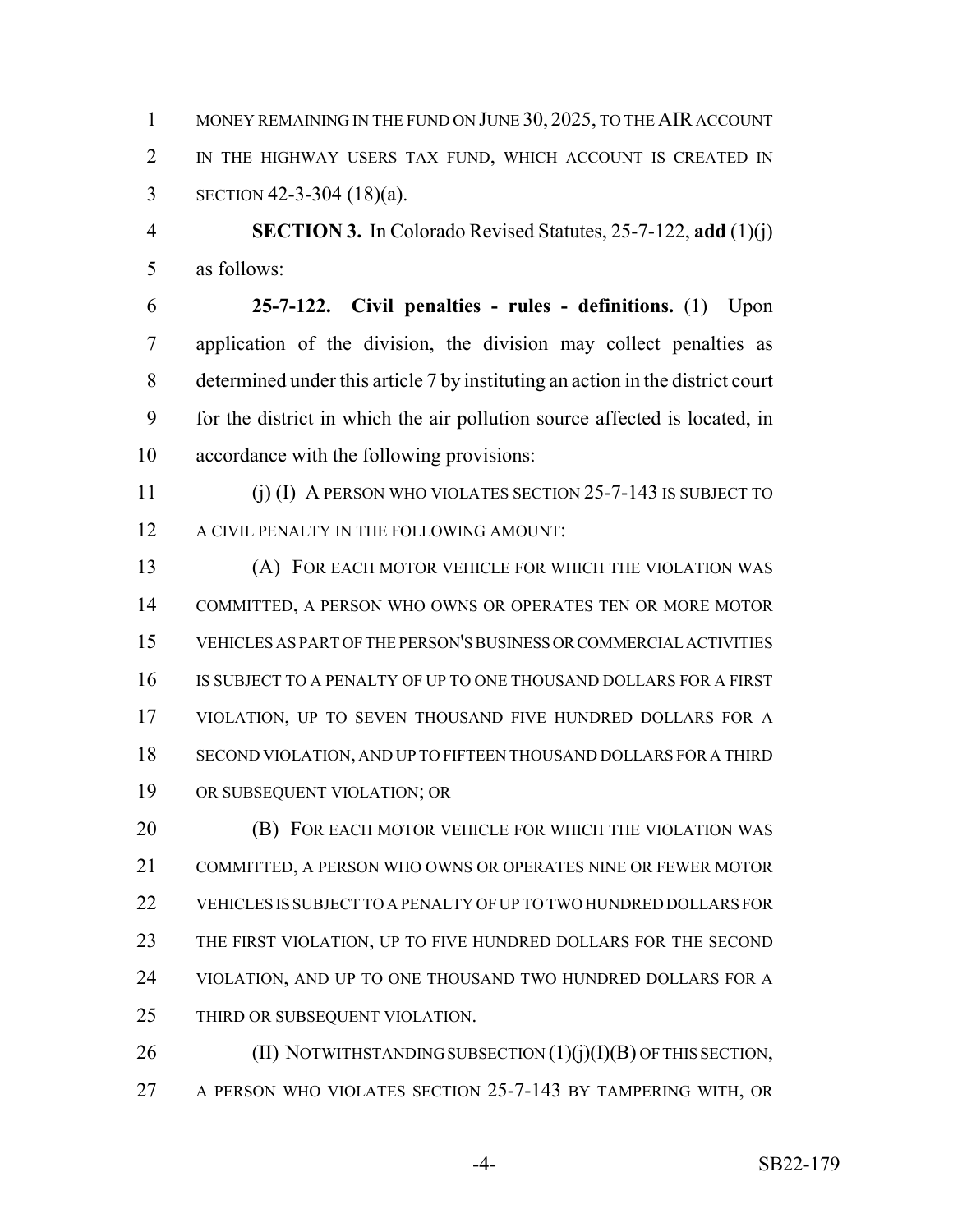MONEY REMAINING IN THE FUND ON JUNE 30, 2025, TO THE AIR ACCOUNT IN THE HIGHWAY USERS TAX FUND, WHICH ACCOUNT IS CREATED IN SECTION 42-3-304 (18)(a).

**SECTION 3.** In Colorado Revised Statutes, 25-7-122, **add** (1)(j) as follows:

**25-7-122. Civil penalties - rules - definitions.** (1) Upon application of the division, the division may collect penalties as determined under this article 7 by instituting an action in the district court for the district in which the air pollution source affected is located, in accordance with the following provisions:

(j) (I) A PERSON WHO VIOLATES SECTION 25-7-143 IS SUBJECT TO A CIVIL PENALTY IN THE FOLLOWING AMOUNT:

(A) FOR EACH MOTOR VEHICLE FOR WHICH THE VIOLATION WAS COMMITTED, A PERSON WHO OWNS OR OPERATES TEN OR MORE MOTOR VEHICLES AS PART OF THE PERSON'S BUSINESS OR COMMERCIAL ACTIVITIES IS SUBJECT TO A PENALTY OF UP TO ONE THOUSAND DOLLARS FOR A FIRST VIOLATION, UP TO SEVEN THOUSAND FIVE HUNDRED DOLLARS FOR A SECOND VIOLATION, AND UP TO FIFTEEN THOUSAND DOLLARS FOR A THIRD OR SUBSEQUENT VIOLATION; OR

(B) FOR EACH MOTOR VEHICLE FOR WHICH THE VIOLATION WAS COMMITTED, A PERSON WHO OWNS OR OPERATES NINE OR FEWER MOTOR VEHICLES IS SUBJECT TO A PENALTY OF UP TO TWO HUNDRED DOLLARS FOR THE FIRST VIOLATION, UP TO FIVE HUNDRED DOLLARS FOR THE SECOND VIOLATION, AND UP TO ONE THOUSAND TWO HUNDRED DOLLARS FOR A THIRD OR SUBSEQUENT VIOLATION.

(II) NOTWITHSTANDING SUBSECTION (1)(j)(I)(B) OF THIS SECTION, A PERSON WHO VIOLATES SECTION 25-7-143 BY TAMPERING WITH, OR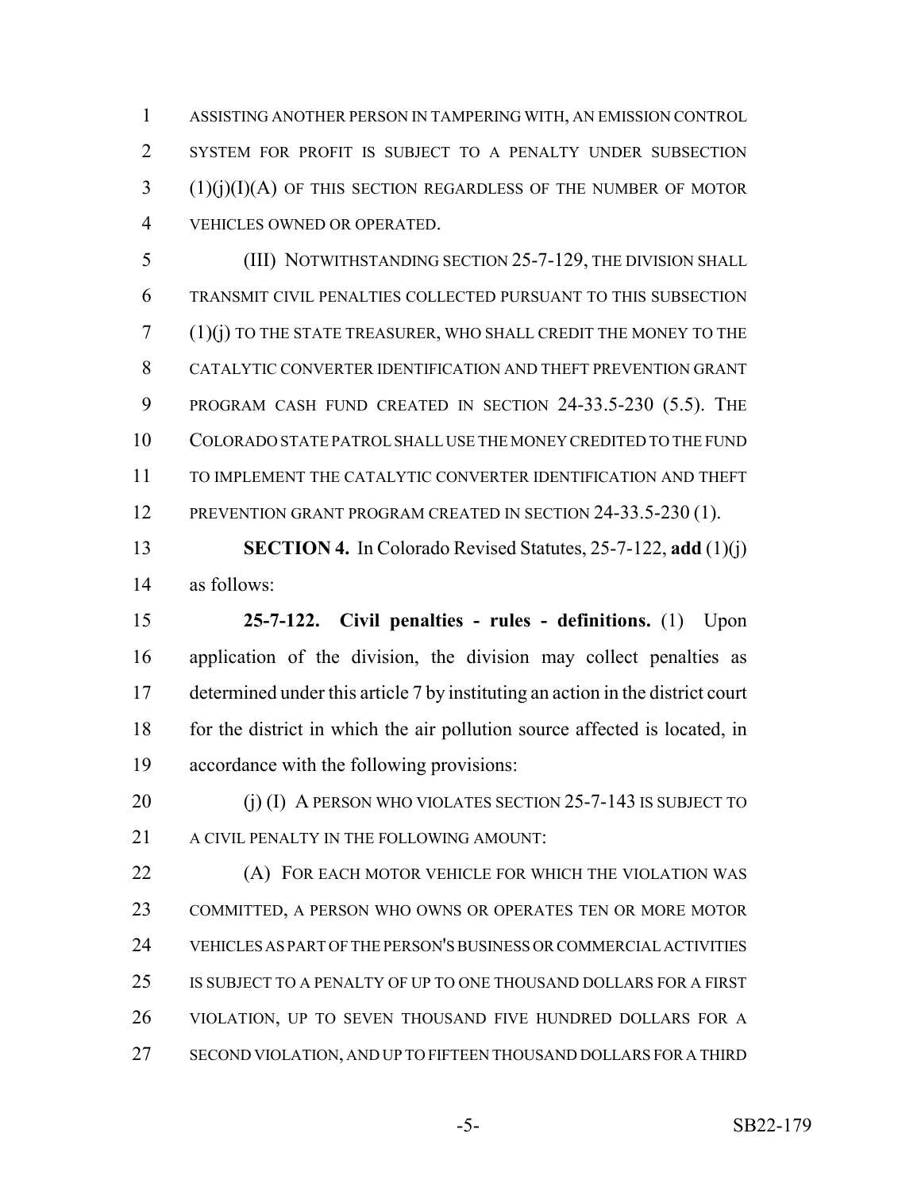ASSISTING ANOTHER PERSON IN TAMPERING WITH, AN EMISSION CONTROL SYSTEM FOR PROFIT IS SUBJECT TO A PENALTY UNDER SUBSECTION (1)(j)(I)(A) OF THIS SECTION REGARDLESS OF THE NUMBER OF MOTOR VEHICLES OWNED OR OPERATED.

(III) NOTWITHSTANDING SECTION 25-7-129, THE DIVISION SHALL TRANSMIT CIVIL PENALTIES COLLECTED PURSUANT TO THIS SUBSECTION (1)(j) TO THE STATE TREASURER, WHO SHALL CREDIT THE MONEY TO THE CATALYTIC CONVERTER IDENTIFICATION AND THEFT PREVENTION GRANT PROGRAM CASH FUND CREATED IN SECTION 24-33.5-230 (5.5). THE COLORADO STATE PATROL SHALL USE THE MONEY CREDITED TO THE FUND TO IMPLEMENT THE CATALYTIC CONVERTER IDENTIFICATION AND THEFT PREVENTION GRANT PROGRAM CREATED IN SECTION 24-33.5-230 (1).

**SECTION 4.** In Colorado Revised Statutes, 25-7-122, **add** (1)(j) as follows:

**25-7-122. Civil penalties - rules - definitions.** (1) Upon application of the division, the division may collect penalties as determined under this article 7 by instituting an action in the district court for the district in which the air pollution source affected is located, in accordance with the following provisions:

(j) (I) A PERSON WHO VIOLATES SECTION 25-7-143 IS SUBJECT TO A CIVIL PENALTY IN THE FOLLOWING AMOUNT:

(A) FOR EACH MOTOR VEHICLE FOR WHICH THE VIOLATION WAS COMMITTED, A PERSON WHO OWNS OR OPERATES TEN OR MORE MOTOR VEHICLES AS PART OF THE PERSON'S BUSINESS OR COMMERCIAL ACTIVITIES IS SUBJECT TO A PENALTY OF UP TO ONE THOUSAND DOLLARS FOR A FIRST VIOLATION, UP TO SEVEN THOUSAND FIVE HUNDRED DOLLARS FOR A SECOND VIOLATION, AND UP TO FIFTEEN THOUSAND DOLLARS FOR A THIRD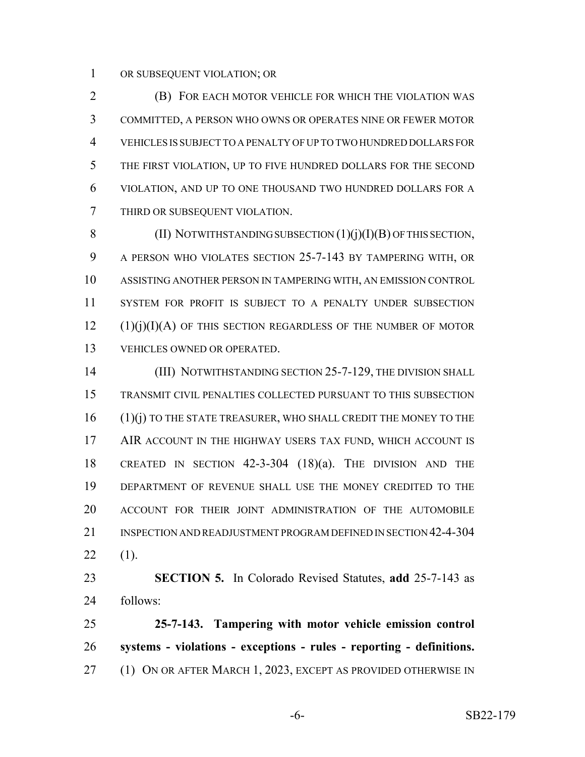OR SUBSEQUENT VIOLATION; OR

(B) FOR EACH MOTOR VEHICLE FOR WHICH THE VIOLATION WAS COMMITTED, A PERSON WHO OWNS OR OPERATES NINE OR FEWER MOTOR VEHICLES IS SUBJECT TO A PENALTY OF UP TO TWO HUNDRED DOLLARS FOR THE FIRST VIOLATION, UP TO FIVE HUNDRED DOLLARS FOR THE SECOND VIOLATION, AND UP TO ONE THOUSAND TWO HUNDRED DOLLARS FOR A THIRD OR SUBSEQUENT VIOLATION.

(II) NOTWITHSTANDING SUBSECTION (1)(j)(I)(B) OF THIS SECTION, A PERSON WHO VIOLATES SECTION 25-7-143 BY TAMPERING WITH, OR ASSISTING ANOTHER PERSON IN TAMPERING WITH, AN EMISSION CONTROL SYSTEM FOR PROFIT IS SUBJECT TO A PENALTY UNDER SUBSECTION (1)(j)(I)(A) OF THIS SECTION REGARDLESS OF THE NUMBER OF MOTOR VEHICLES OWNED OR OPERATED.

(III) NOTWITHSTANDING SECTION 25-7-129, THE DIVISION SHALL TRANSMIT CIVIL PENALTIES COLLECTED PURSUANT TO THIS SUBSECTION (1)(j) TO THE STATE TREASURER, WHO SHALL CREDIT THE MONEY TO THE AIR ACCOUNT IN THE HIGHWAY USERS TAX FUND, WHICH ACCOUNT IS CREATED IN SECTION 42-3-304 (18)(a). THE DIVISION AND THE DEPARTMENT OF REVENUE SHALL USE THE MONEY CREDITED TO THE ACCOUNT FOR THEIR JOINT ADMINISTRATION OF THE AUTOMOBILE INSPECTION AND READJUSTMENT PROGRAM DEFINED IN SECTION 42-4-304 (1).

**SECTION 5.** In Colorado Revised Statutes, **add** 25-7-143 as follows:

**25-7-143. Tampering with motor vehicle emission control systems - violations - exceptions - rules - reporting - definitions.** (1) ON OR AFTER MARCH 1, 2023, EXCEPT AS PROVIDED OTHERWISE IN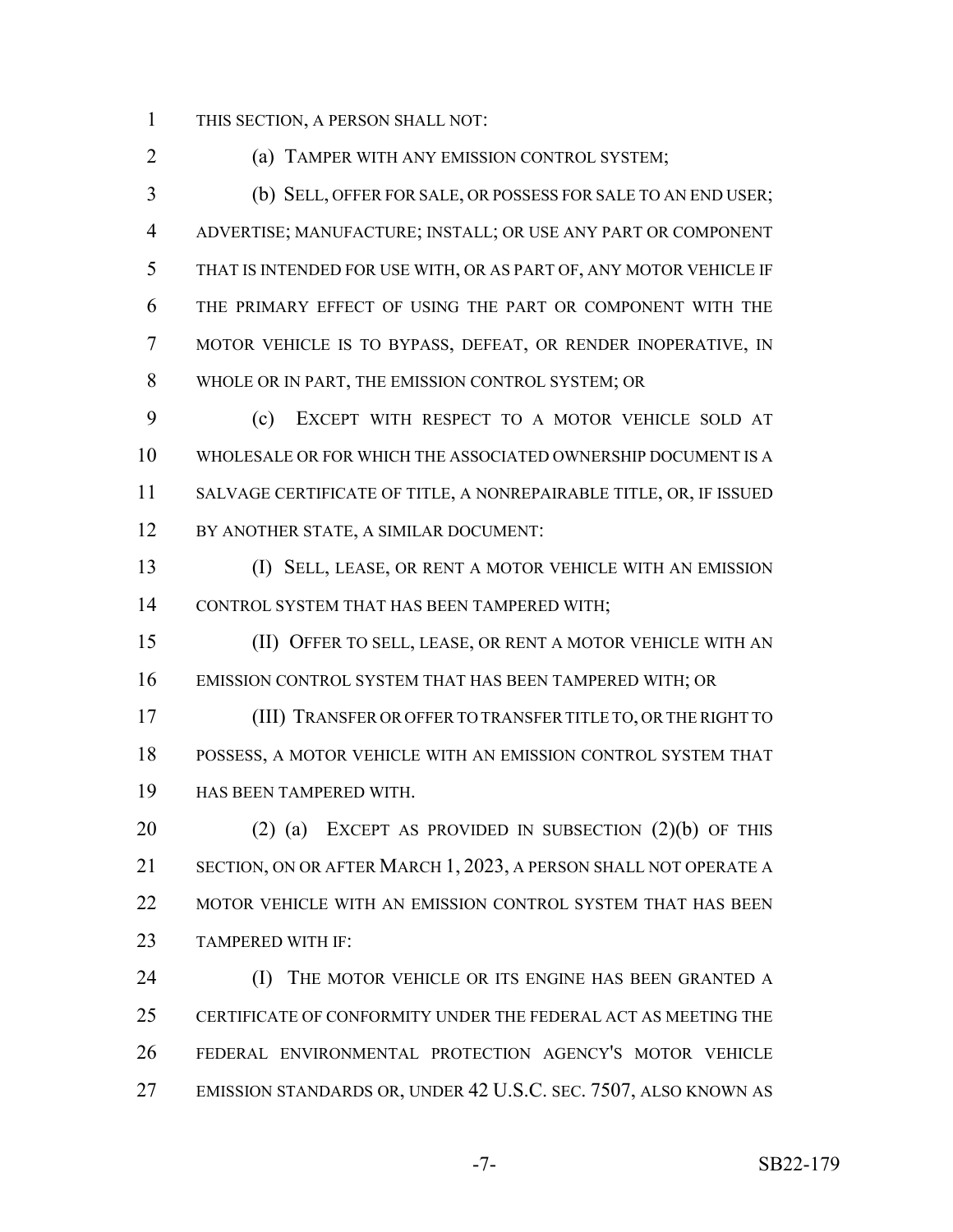THIS SECTION, A PERSON SHALL NOT:

(a) TAMPER WITH ANY EMISSION CONTROL SYSTEM;

(b) SELL, OFFER FOR SALE, OR POSSESS FOR SALE TO AN END USER; ADVERTISE; MANUFACTURE; INSTALL; OR USE ANY PART OR COMPONENT THAT IS INTENDED FOR USE WITH, OR AS PART OF, ANY MOTOR VEHICLE IF THE PRIMARY EFFECT OF USING THE PART OR COMPONENT WITH THE MOTOR VEHICLE IS TO BYPASS, DEFEAT, OR RENDER INOPERATIVE, IN WHOLE OR IN PART, THE EMISSION CONTROL SYSTEM; OR

(c) EXCEPT WITH RESPECT TO A MOTOR VEHICLE SOLD AT WHOLESALE OR FOR WHICH THE ASSOCIATED OWNERSHIP DOCUMENT IS A SALVAGE CERTIFICATE OF TITLE, A NONREPAIRABLE TITLE, OR, IF ISSUED BY ANOTHER STATE, A SIMILAR DOCUMENT:

(I) SELL, LEASE, OR RENT A MOTOR VEHICLE WITH AN EMISSION CONTROL SYSTEM THAT HAS BEEN TAMPERED WITH;

(II) OFFER TO SELL, LEASE, OR RENT A MOTOR VEHICLE WITH AN EMISSION CONTROL SYSTEM THAT HAS BEEN TAMPERED WITH; OR

(III) TRANSFER OR OFFER TO TRANSFER TITLE TO, OR THE RIGHT TO POSSESS, A MOTOR VEHICLE WITH AN EMISSION CONTROL SYSTEM THAT HAS BEEN TAMPERED WITH.

(2) (a) EXCEPT AS PROVIDED IN SUBSECTION (2)(b) OF THIS SECTION, ON OR AFTER MARCH 1, 2023, A PERSON SHALL NOT OPERATE A MOTOR VEHICLE WITH AN EMISSION CONTROL SYSTEM THAT HAS BEEN TAMPERED WITH IF:

(I) THE MOTOR VEHICLE OR ITS ENGINE HAS BEEN GRANTED A CERTIFICATE OF CONFORMITY UNDER THE FEDERAL ACT AS MEETING THE FEDERAL ENVIRONMENTAL PROTECTION AGENCY'S MOTOR VEHICLE EMISSION STANDARDS OR, UNDER 42 U.S.C. SEC. 7507, ALSO KNOWN AS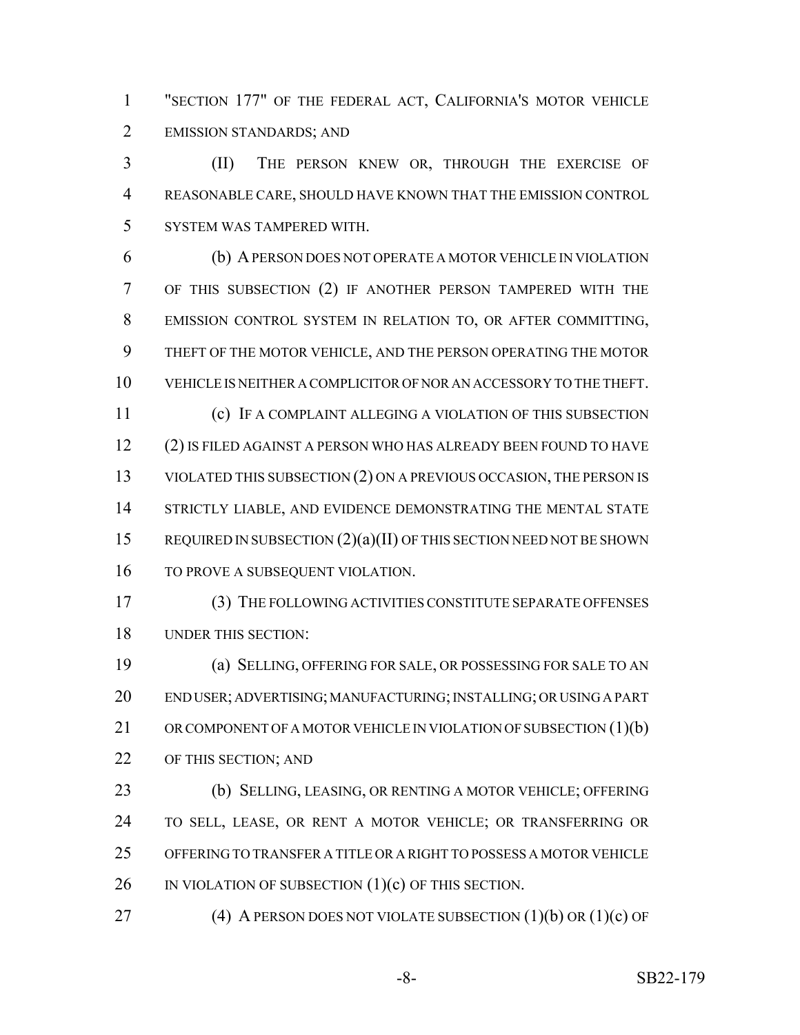"SECTION 177" OF THE FEDERAL ACT, CALIFORNIA'S MOTOR VEHICLE EMISSION STANDARDS; AND

(II) THE PERSON KNEW OR, THROUGH THE EXERCISE OF REASONABLE CARE, SHOULD HAVE KNOWN THAT THE EMISSION CONTROL SYSTEM WAS TAMPERED WITH.

(b) A PERSON DOES NOT OPERATE A MOTOR VEHICLE IN VIOLATION OF THIS SUBSECTION (2) IF ANOTHER PERSON TAMPERED WITH THE EMISSION CONTROL SYSTEM IN RELATION TO, OR AFTER COMMITTING, THEFT OF THE MOTOR VEHICLE, AND THE PERSON OPERATING THE MOTOR VEHICLE IS NEITHER A COMPLICITOR OF NOR AN ACCESSORY TO THE THEFT.

(c) IF A COMPLAINT ALLEGING A VIOLATION OF THIS SUBSECTION (2) IS FILED AGAINST A PERSON WHO HAS ALREADY BEEN FOUND TO HAVE VIOLATED THIS SUBSECTION (2) ON A PREVIOUS OCCASION, THE PERSON IS STRICTLY LIABLE, AND EVIDENCE DEMONSTRATING THE MENTAL STATE REQUIRED IN SUBSECTION (2)(a)(II) OF THIS SECTION NEED NOT BE SHOWN TO PROVE A SUBSEQUENT VIOLATION.

(3) THE FOLLOWING ACTIVITIES CONSTITUTE SEPARATE OFFENSES UNDER THIS SECTION:

(a) SELLING, OFFERING FOR SALE, OR POSSESSING FOR SALE TO AN END USER; ADVERTISING; MANUFACTURING; INSTALLING; OR USING A PART OR COMPONENT OF A MOTOR VEHICLE IN VIOLATION OF SUBSECTION (1)(b) OF THIS SECTION; AND

(b) SELLING, LEASING, OR RENTING A MOTOR VEHICLE; OFFERING TO SELL, LEASE, OR RENT A MOTOR VEHICLE; OR TRANSFERRING OR OFFERING TO TRANSFER A TITLE OR A RIGHT TO POSSESS A MOTOR VEHICLE IN VIOLATION OF SUBSECTION (1)(c) OF THIS SECTION.

(4) A PERSON DOES NOT VIOLATE SUBSECTION (1)(b) OR (1)(c) OF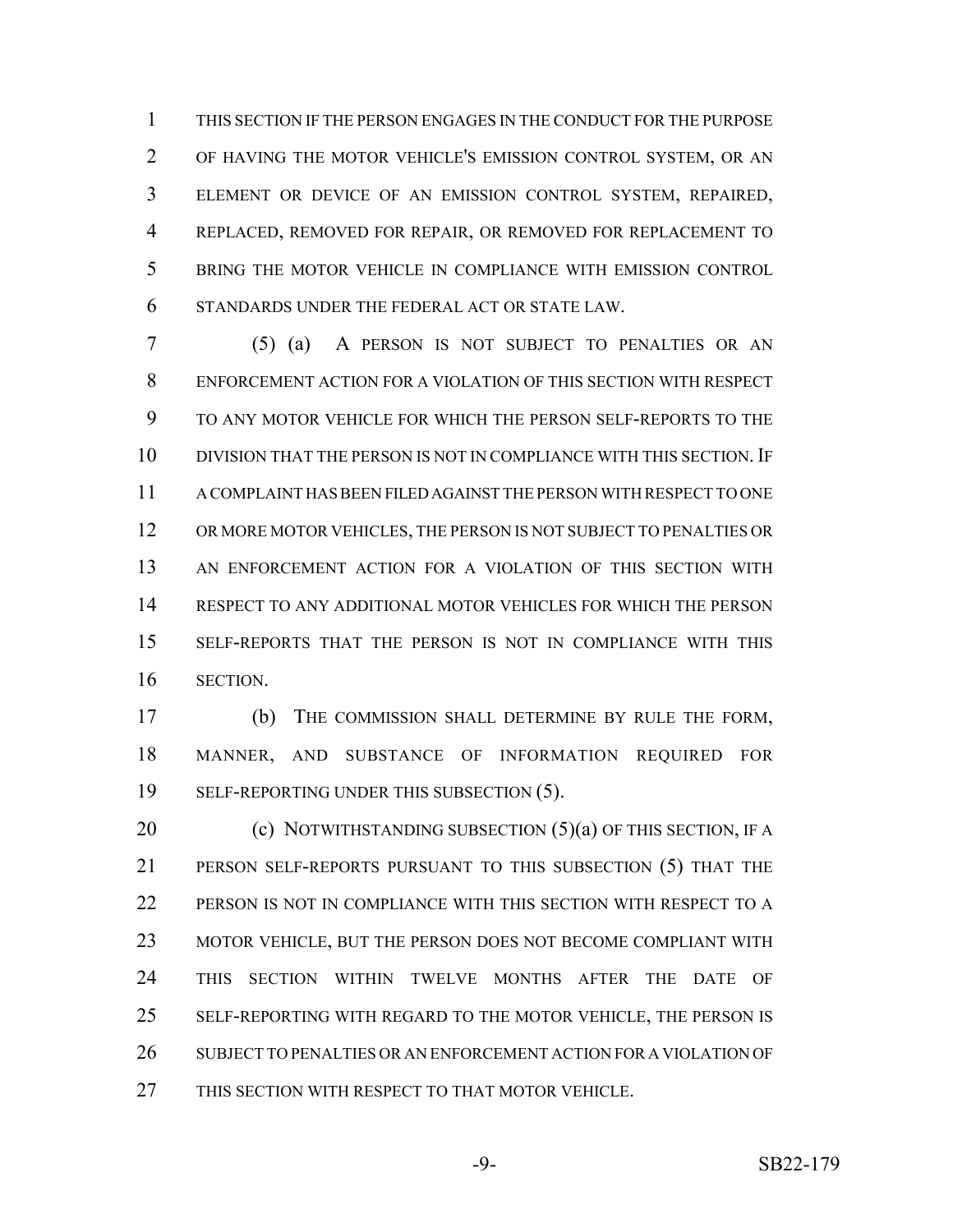THIS SECTION IF THE PERSON ENGAGES IN THE CONDUCT FOR THE PURPOSE OF HAVING THE MOTOR VEHICLE'S EMISSION CONTROL SYSTEM, OR AN ELEMENT OR DEVICE OF AN EMISSION CONTROL SYSTEM, REPAIRED, REPLACED, REMOVED FOR REPAIR, OR REMOVED FOR REPLACEMENT TO BRING THE MOTOR VEHICLE IN COMPLIANCE WITH EMISSION CONTROL STANDARDS UNDER THE FEDERAL ACT OR STATE LAW.

(5) (a) A PERSON IS NOT SUBJECT TO PENALTIES OR AN ENFORCEMENT ACTION FOR A VIOLATION OF THIS SECTION WITH RESPECT TO ANY MOTOR VEHICLE FOR WHICH THE PERSON SELF-REPORTS TO THE DIVISION THAT THE PERSON IS NOT IN COMPLIANCE WITH THIS SECTION. IF A COMPLAINT HAS BEEN FILED AGAINST THE PERSON WITH RESPECT TO ONE OR MORE MOTOR VEHICLES, THE PERSON IS NOT SUBJECT TO PENALTIES OR AN ENFORCEMENT ACTION FOR A VIOLATION OF THIS SECTION WITH RESPECT TO ANY ADDITIONAL MOTOR VEHICLES FOR WHICH THE PERSON SELF-REPORTS THAT THE PERSON IS NOT IN COMPLIANCE WITH THIS SECTION.

(b) THE COMMISSION SHALL DETERMINE BY RULE THE FORM, MANNER, AND SUBSTANCE OF INFORMATION REQUIRED FOR SELF-REPORTING UNDER THIS SUBSECTION (5).

(c) NOTWITHSTANDING SUBSECTION (5)(a) OF THIS SECTION, IF A PERSON SELF-REPORTS PURSUANT TO THIS SUBSECTION (5) THAT THE PERSON IS NOT IN COMPLIANCE WITH THIS SECTION WITH RESPECT TO A MOTOR VEHICLE, BUT THE PERSON DOES NOT BECOME COMPLIANT WITH THIS SECTION WITHIN TWELVE MONTHS AFTER THE DATE OF SELF-REPORTING WITH REGARD TO THE MOTOR VEHICLE, THE PERSON IS SUBJECT TO PENALTIES OR AN ENFORCEMENT ACTION FOR A VIOLATION OF THIS SECTION WITH RESPECT TO THAT MOTOR VEHICLE.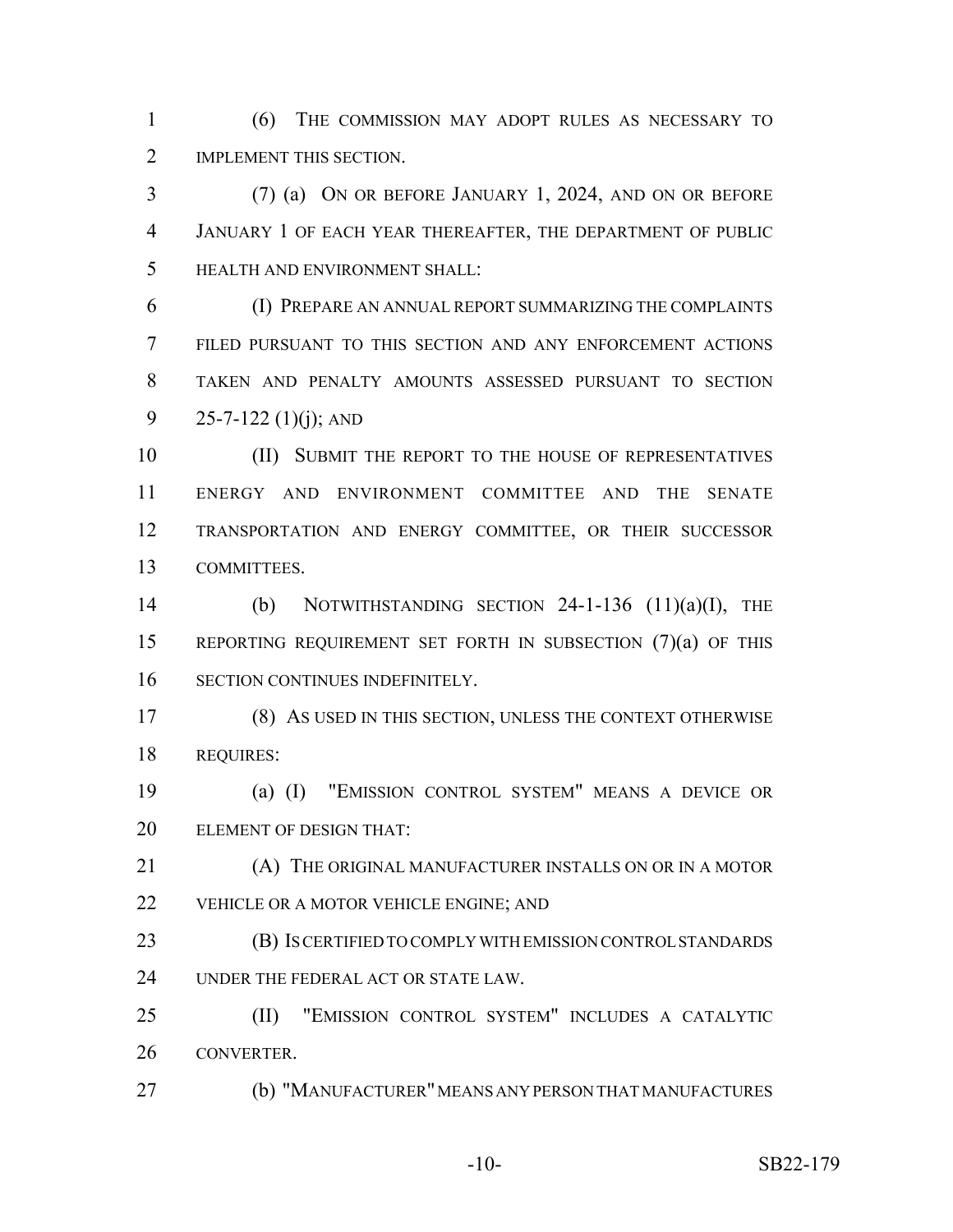(6) THE COMMISSION MAY ADOPT RULES AS NECESSARY TO IMPLEMENT THIS SECTION.

(7) (a) ON OR BEFORE JANUARY 1, 2024, AND ON OR BEFORE JANUARY 1 OF EACH YEAR THEREAFTER, THE DEPARTMENT OF PUBLIC HEALTH AND ENVIRONMENT SHALL:

(I) PREPARE AN ANNUAL REPORT SUMMARIZING THE COMPLAINTS FILED PURSUANT TO THIS SECTION AND ANY ENFORCEMENT ACTIONS TAKEN AND PENALTY AMOUNTS ASSESSED PURSUANT TO SECTION 25-7-122 (1)(j); AND

(II) SUBMIT THE REPORT TO THE HOUSE OF REPRESENTATIVES ENERGY AND ENVIRONMENT COMMITTEE AND THE SENATE TRANSPORTATION AND ENERGY COMMITTEE, OR THEIR SUCCESSOR COMMITTEES.

(b) NOTWITHSTANDING SECTION 24-1-136 (11)(a)(I), THE REPORTING REQUIREMENT SET FORTH IN SUBSECTION (7)(a) OF THIS SECTION CONTINUES INDEFINITELY.

(8) AS USED IN THIS SECTION, UNLESS THE CONTEXT OTHERWISE REQUIRES:

(a) (I) "EMISSION CONTROL SYSTEM" MEANS A DEVICE OR ELEMENT OF DESIGN THAT:

(A) THE ORIGINAL MANUFACTURER INSTALLS ON OR IN A MOTOR VEHICLE OR A MOTOR VEHICLE ENGINE; AND

(B) IS CERTIFIED TO COMPLY WITH EMISSION CONTROL STANDARDS UNDER THE FEDERAL ACT OR STATE LAW.

(II) "EMISSION CONTROL SYSTEM" INCLUDES A CATALYTIC CONVERTER.

(b) "MANUFACTURER" MEANS ANY PERSON THAT MANUFACTURES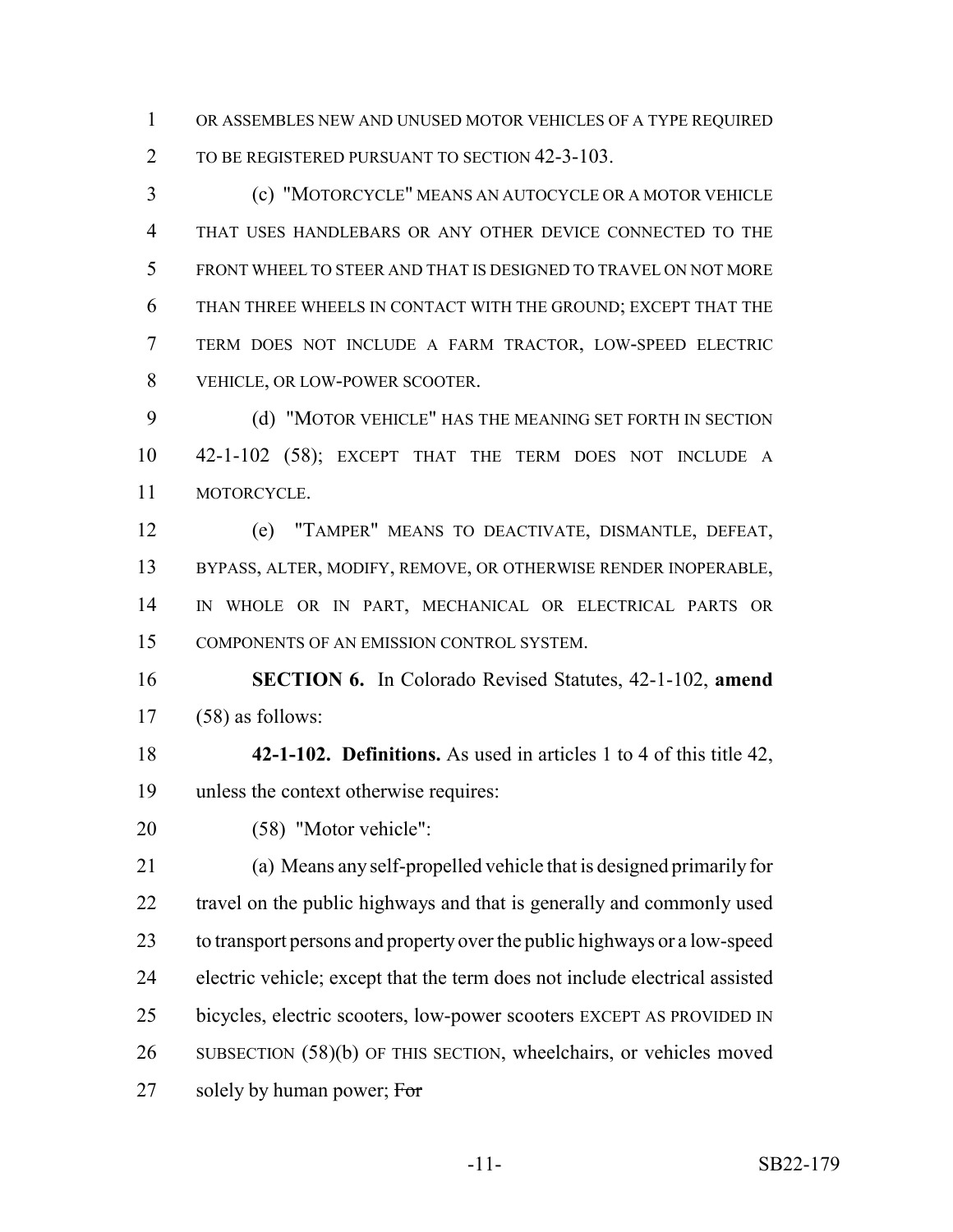OR ASSEMBLES NEW AND UNUSED MOTOR VEHICLES OF A TYPE REQUIRED TO BE REGISTERED PURSUANT TO SECTION 42-3-103.

(c) "MOTORCYCLE" MEANS AN AUTOCYCLE OR A MOTOR VEHICLE THAT USES HANDLEBARS OR ANY OTHER DEVICE CONNECTED TO THE FRONT WHEEL TO STEER AND THAT IS DESIGNED TO TRAVEL ON NOT MORE THAN THREE WHEELS IN CONTACT WITH THE GROUND; EXCEPT THAT THE TERM DOES NOT INCLUDE A FARM TRACTOR, LOW-SPEED ELECTRIC VEHICLE, OR LOW-POWER SCOOTER.

(d) "MOTOR VEHICLE" HAS THE MEANING SET FORTH IN SECTION 42-1-102 (58); EXCEPT THAT THE TERM DOES NOT INCLUDE A MOTORCYCLE.

(e) "TAMPER" MEANS TO DEACTIVATE, DISMANTLE, DEFEAT, BYPASS, ALTER, MODIFY, REMOVE, OR OTHERWISE RENDER INOPERABLE, IN WHOLE OR IN PART, MECHANICAL OR ELECTRICAL PARTS OR COMPONENTS OF AN EMISSION CONTROL SYSTEM.

**SECTION 6.** In Colorado Revised Statutes, 42-1-102, **amend** (58) as follows:

**42-1-102. Definitions.** As used in articles 1 to 4 of this title 42, unless the context otherwise requires:

(58) "Motor vehicle":

(a) Means any self-propelled vehicle that is designed primarily for travel on the public highways and that is generally and commonly used to transport persons and property over the public highways or a low-speed electric vehicle; except that the term does not include electrical assisted bicycles, electric scooters, low-power scooters EXCEPT AS PROVIDED IN SUBSECTION (58)(b) OF THIS SECTION, wheelchairs, or vehicles moved solely by human power; ~~For~~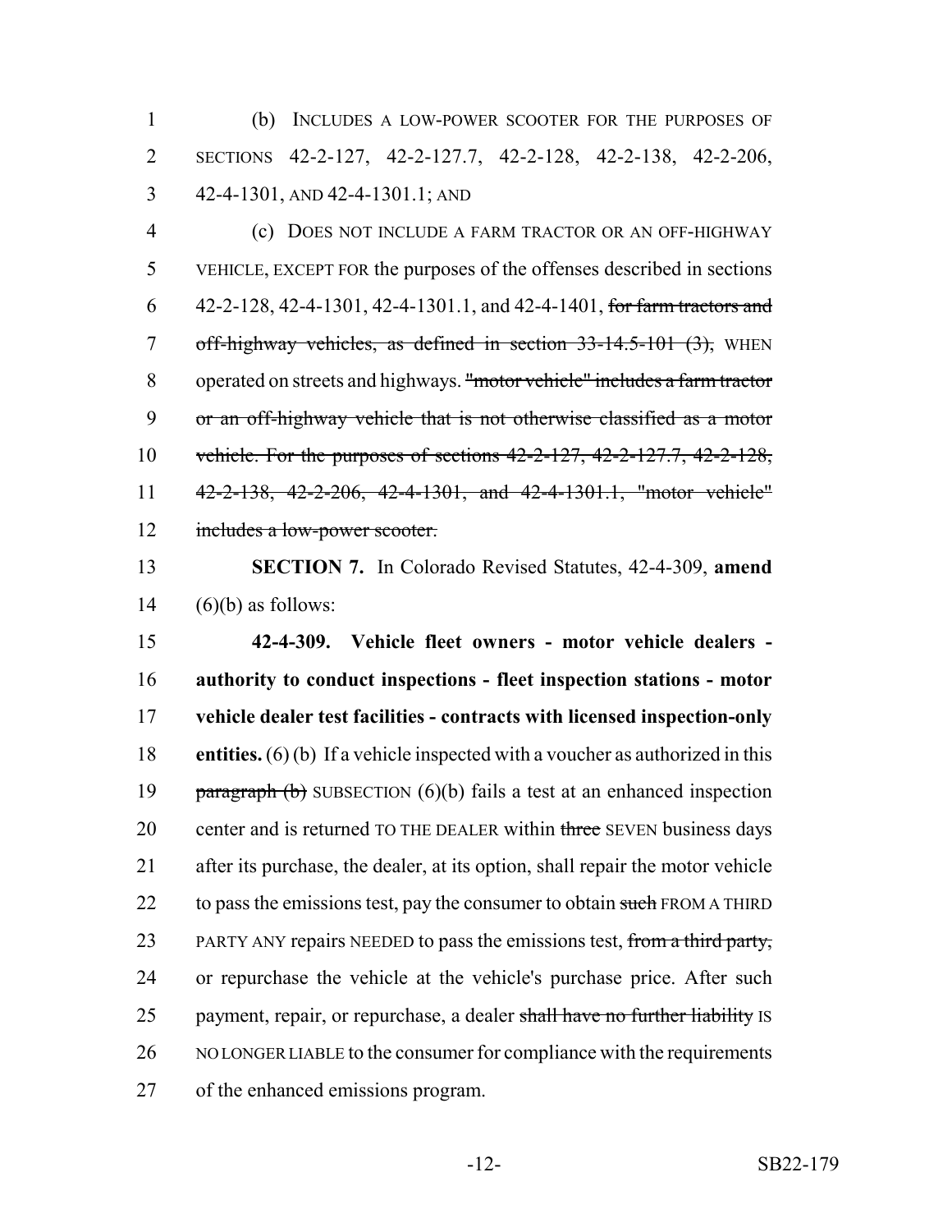(b) INCLUDES A LOW-POWER SCOOTER FOR THE PURPOSES OF SECTIONS 42-2-127, 42-2-127.7, 42-2-128, 42-2-138, 42-2-206, 42-4-1301, AND 42-4-1301.1; AND

(c) DOES NOT INCLUDE A FARM TRACTOR OR AN OFF-HIGHWAY VEHICLE, EXCEPT FOR the purposes of the offenses described in sections 42-2-128, 42-4-1301, 42-4-1301.1, and 42-4-1401, ~~for farm tractors and off-highway vehicles, as defined in section 33-14.5-101 (3),~~ WHEN operated on streets and highways. ~~"motor vehicle" includes a farm tractor or an off-highway vehicle that is not otherwise classified as a motor vehicle. For the purposes of sections 42-2-127, 42-2-127.7, 42-2-128, 42-2-138, 42-2-206, 42-4-1301, and 42-4-1301.1, "motor vehicle" includes a low-power scooter.~~

**SECTION 7.** In Colorado Revised Statutes, 42-4-309, **amend** (6)(b) as follows:

**42-4-309. Vehicle fleet owners - motor vehicle dealers - authority to conduct inspections - fleet inspection stations - motor vehicle dealer test facilities - contracts with licensed inspection-only entities.** (6) (b) If a vehicle inspected with a voucher as authorized in this ~~paragraph (b)~~ SUBSECTION (6)(b) fails a test at an enhanced inspection center and is returned TO THE DEALER within ~~three~~ SEVEN business days after its purchase, the dealer, at its option, shall repair the motor vehicle to pass the emissions test, pay the consumer to obtain ~~such~~ FROM A THIRD PARTY ANY repairs NEEDED to pass the emissions test, ~~from a third party,~~ or repurchase the vehicle at the vehicle's purchase price. After such payment, repair, or repurchase, a dealer ~~shall have no further liability~~ IS NO LONGER LIABLE to the consumer for compliance with the requirements of the enhanced emissions program.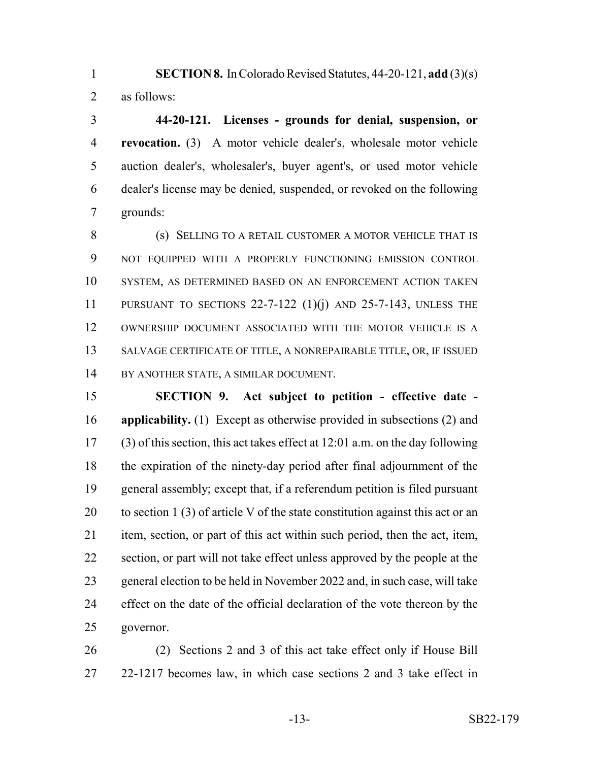**SECTION 8.** In Colorado Revised Statutes, 44-20-121, **add** (3)(s) as follows:

**44-20-121. Licenses - grounds for denial, suspension, or revocation.** (3) A motor vehicle dealer's, wholesale motor vehicle auction dealer's, wholesaler's, buyer agent's, or used motor vehicle dealer's license may be denied, suspended, or revoked on the following grounds:

(s) SELLING TO A RETAIL CUSTOMER A MOTOR VEHICLE THAT IS NOT EQUIPPED WITH A PROPERLY FUNCTIONING EMISSION CONTROL SYSTEM, AS DETERMINED BASED ON AN ENFORCEMENT ACTION TAKEN PURSUANT TO SECTIONS 22-7-122 (1)(j) AND 25-7-143, UNLESS THE OWNERSHIP DOCUMENT ASSOCIATED WITH THE MOTOR VEHICLE IS A SALVAGE CERTIFICATE OF TITLE, A NONREPAIRABLE TITLE, OR, IF ISSUED BY ANOTHER STATE, A SIMILAR DOCUMENT.

**SECTION 9. Act subject to petition - effective date - applicability.** (1) Except as otherwise provided in subsections (2) and (3) of this section, this act takes effect at 12:01 a.m. on the day following the expiration of the ninety-day period after final adjournment of the general assembly; except that, if a referendum petition is filed pursuant to section 1 (3) of article V of the state constitution against this act or an item, section, or part of this act within such period, then the act, item, section, or part will not take effect unless approved by the people at the general election to be held in November 2022 and, in such case, will take effect on the date of the official declaration of the vote thereon by the governor.

(2) Sections 2 and 3 of this act take effect only if House Bill 22-1217 becomes law, in which case sections 2 and 3 take effect in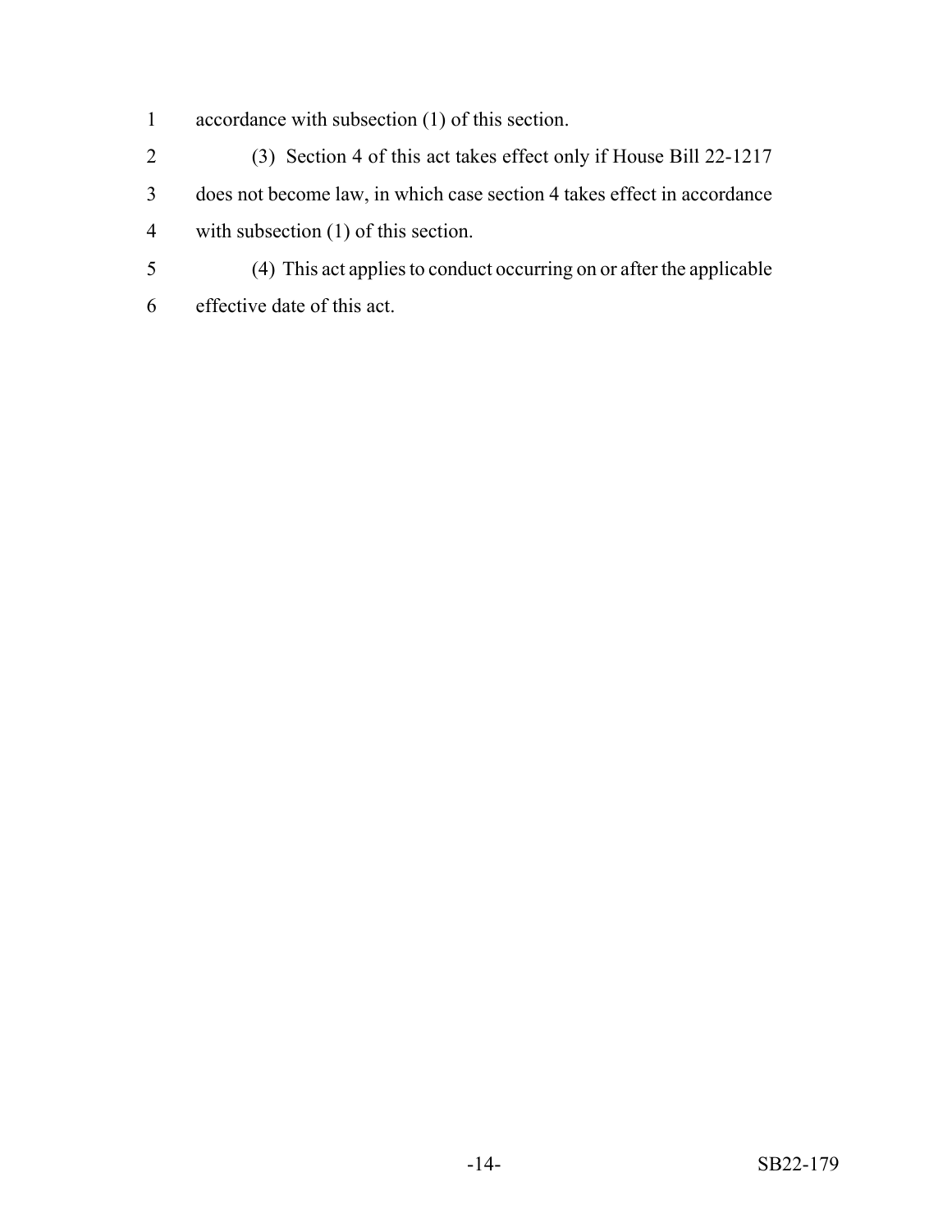accordance with subsection (1) of this section.

(3) Section 4 of this act takes effect only if House Bill 22-1217 does not become law, in which case section 4 takes effect in accordance with subsection (1) of this section.

(4) This act applies to conduct occurring on or after the applicable effective date of this act.